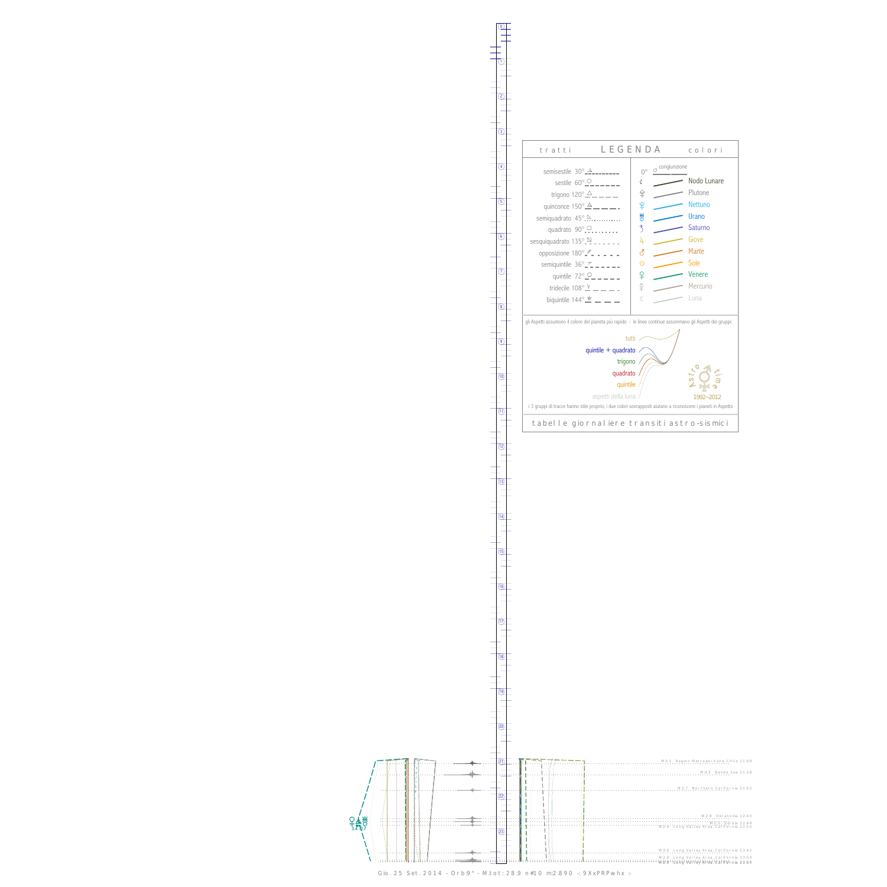t r a t t i LEGENDA c o l o r i

| tratti | colori |
|---|---|
| semisestile 30° | 0° ☌ congiunzione |
| sestile 60° | Nodo Lunare |
| trigono 120° | Plutone |
| quinconce 150° | Nettuno |
| semiquadrato 45° | Urano |
| quadrato 90° | Saturno |
| sesquiquadrato 135° | Giove |
| opposizione 180° | Marte |
| semiquintile 36° | Sole |
| quintile 72° | Venere |
| tridecile 108° | Mercurio |
| biquintile 144° | Luna |

gli Aspetti assumono il colore del pianeta più rapido - le linee continue assommano gli Aspetti dei gruppi:

tutti
quintile + quadrato
trigono
quadrato
quintile
aspetti della luna

Astro time 1992–2012

i 3 gruppi di tracce hanno stile proprio; i due colori sovrapposti aiutano a riconoscere i pianeti in Aspetto

t a b e l l e g i o r n a l i e r e t r a n s i t i a s t r o - s i s m i c i

M 3.1 Region Metropolitana, Chile 21:09
M 4.2 Banda Sea 21:28
M 2.7 Northern California 21:55
M 2.8 Oklahoma 22:43
M 5.1 Serbia 22:49
M 2.4 Long Valley Area, California 22:55
M 3.0 Long Valley Area, California 23:42
M 2.9 Long Valley Area, California 23:54
M 2.8 Long Valley Area, California 23:59

3.4 – 0.7

Gio. 25 Set. 2014 - Orb:9° - M.tot: 28.9 n#10 m:2.890 -: 9XxPRPwhx :-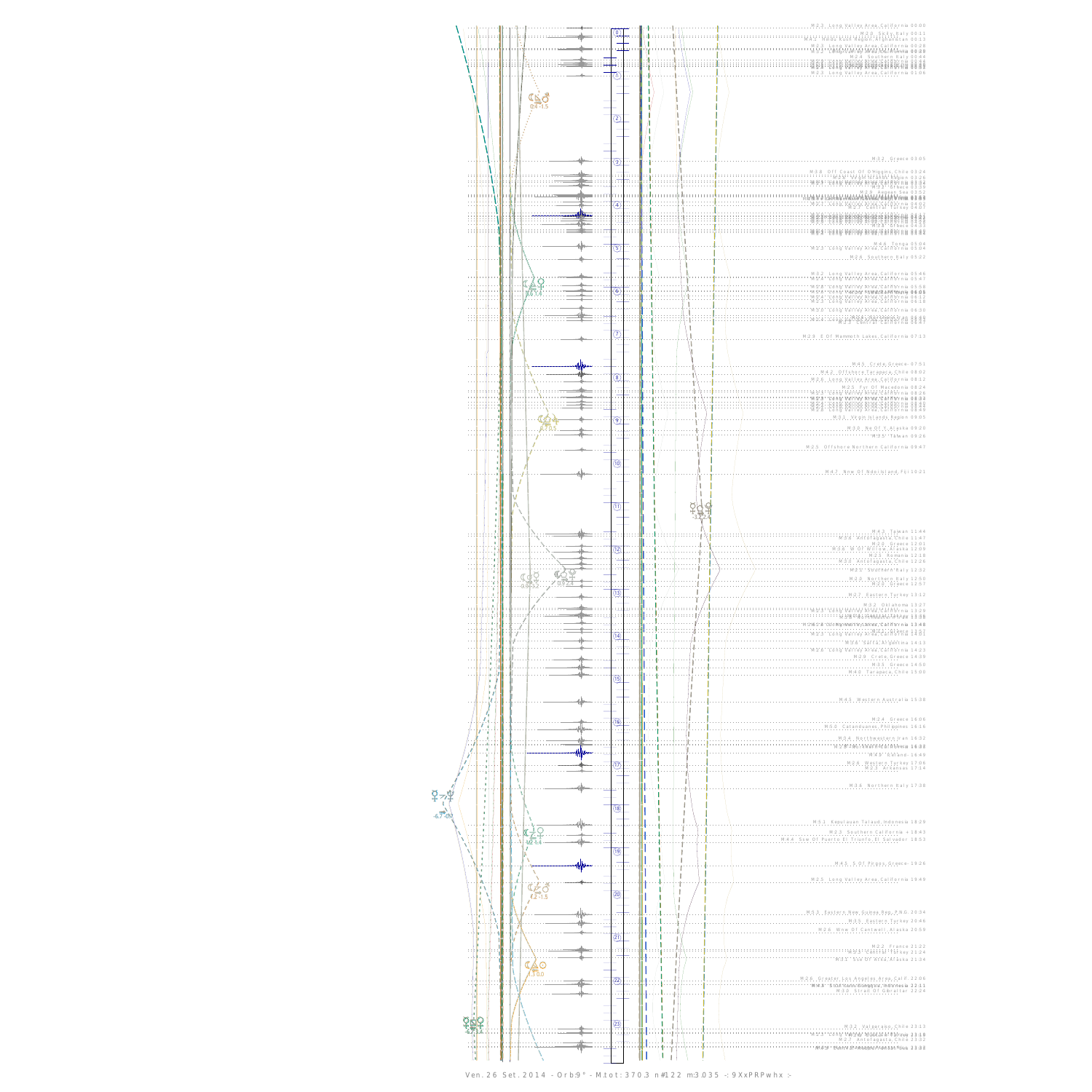M2.3 Long Valley Area, California 00:00
M2.0 Sicily, Italy 00:11
M2.3 Long Valley Area, California 00:28
M2.4 Southern Italy 00:44
M2.3 Long Valley Area, California 01:06

M3.2 Greece 03:05
M3.8 Off Coast Of O'Higgins, Chile 03:24
M3.2 Greece 03:39
M2.9 Aegean Sea 03:52
M4.6 Tonga 05:04
M2.3 Long Valley Area, California 05:04
M2.6 Southern Italy 05:22
M3.2 Long Valley Area, California 05:46
M2.4 Long Valley Area, California 05:47
M2.8 Long Valley Area, California 05:58
M2.4 Long Valley Area, California 06:12
M2.3 Long Valley Area, California 06:18
M3.0 Long Valley Area, California 06:30
M2.9 E Of Mammoth Lakes, California 07:13
M4.5 Crete, Greece 07:51
M4.2 Offshore Tarapaca, Chile 08:02
M2.6 Long Valley Area, California 08:12
M2.5 Fyr Of Macedonia 08:24
M2.3 Long Valley Area, California 08:26
M2.2 Long Valley Area, California 08:49
M3.1 Virgin Islands Region 09:05
M3.0 Nw Of Y Alaska 09:20
M2.5 Taiwan 09:26
M2.3 Offshore Northern California 09:47
M4.7 Nnw Of Ndoi Island, Fiji 10:21
M4.3 Taiwan 11:44
M3.9 Antofagasta, Chile 11:47
M2.0 Greece 12:01
M3.6 W Of Willow, Alaska 12:09
M2.5 Romania 12:18
M3.8 Antofagasta, Chile 12:26
M2.1 Southern Italy 12:33
M2.0 Northern Italy 12:50
M2.5 Greece 12:57
M2.7 Eastern Turkey 13:12
M3.2 Oklahoma 13:27
M2.3 Long Valley Area, California 14:01
M3.6 Salta, Argentina 14:13
M2.6 Long Valley Area, California 14:23
M2.9 Crete, Greece 14:39
M3.3 Greece 14:50
M4.0 Tarapaca, Chile 15:00
M4.5 Western Australia 15:38
M2.4 Greece 16:06
M5.0 Catanduanes, Philippines 16:16
M3.4 Northwestern Iran 16:32
M4.5 Poland 16:49
M2.6 Western Turkey 17:06
M3.2 Arkansas 17:14
M3.6 Northern Italy 17:38
M5.1 Kepulauan Talaud, Indonesia 18:29
M3.3 Southern California 18:43
M4.4 Ssw Of Puerto El Triunfo, El Salvador 18:53
M4.5 S Of Pigos, Greece 19:26
M2.5 Long Valley Area, California 19:49
M5.3 Eastern New Guinea Reg., P.N.G. 20:34
M3.5 Eastern Turkey 20:46
M2.6 Wnw Of Cantwell, Alaska 20:59
M2.2 France 21:22
M3.1 Central Turkey 21:24
M3.1 Sse Of Anza, Alaska 21:34
M2.6 Greater Los Angeles Area, Calif. 22:06
M3.0 Strait Of Gibraltar 22:24
M3.2 Valparaiso, Chile 23:13
M2.7 Antofagasta, Chile 23:32

Ven. 26 Set. 2014 - Orb:9° - M.tot: 370.3 n#122 m:3.035 -: 9XxPRPwhx :-